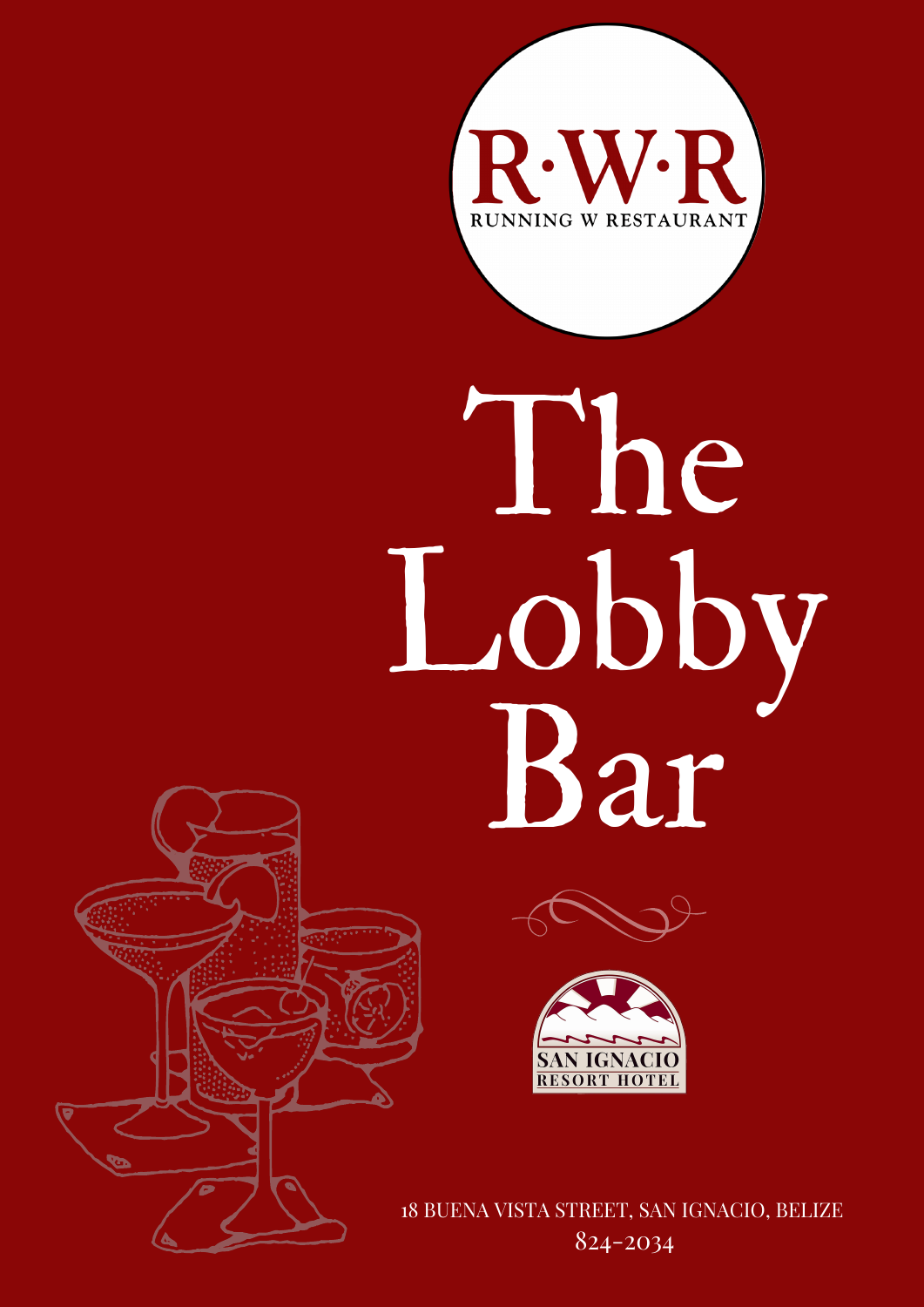R·W·R

RUNNING W RESTAURANT

# The Lobby Bar

SAN IGNACIO

RESORT HOTEL

18 BUENA VISTA STREET, SAN IGNACIO, BELIZE

824-2034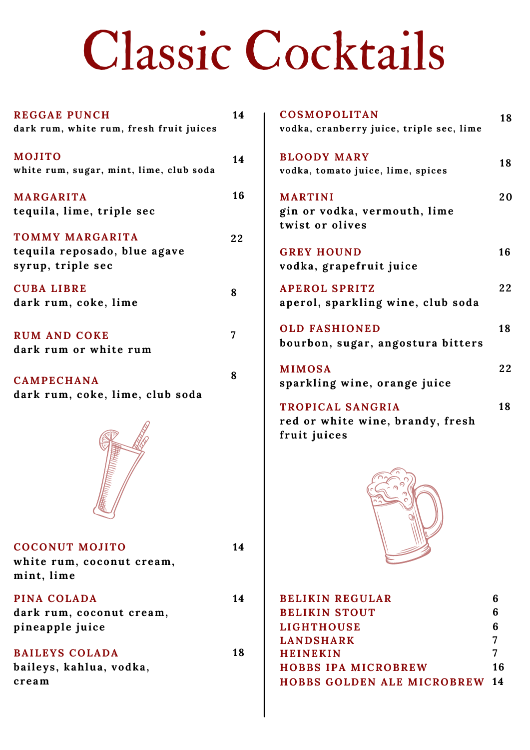# Classic Cocktails

**REGGAE PUNCH** — 14
dark rum, white rum, fresh fruit juices

**MOJITO** — 14
white rum, sugar, mint, lime, club soda

**MARGARITA** — 16
tequila, lime, triple sec

**TOMMY MARGARITA** — 22
tequila reposado, blue agave syrup, triple sec

**CUBA LIBRE** — 8
dark rum, coke, lime

**RUM AND COKE** — 7
dark rum or white rum

**CAMPECHANA** — 8
dark rum, coke, lime, club soda

**COCONUT MOJITO** — 14
white rum, coconut cream, mint, lime

**PINA COLADA** — 14
dark rum, coconut cream, pineapple juice

**BAILEYS COLADA** — 18
baileys, kahlua, vodka, cream

**COSMOPOLITAN** — 18
vodka, cranberry juice, triple sec, lime

**BLOODY MARY** — 18
vodka, tomato juice, lime, spices

**MARTINI** — 20
gin or vodka, vermouth, lime twist or olives

**GREY HOUND** — 16
vodka, grapefruit juice

**APEROL SPRITZ** — 22
aperol, sparkling wine, club soda

**OLD FASHIONED** — 18
bourbon, sugar, angostura bitters

**MIMOSA** — 22
sparkling wine, orange juice

**TROPICAL SANGRIA** — 18
red or white wine, brandy, fresh fruit juices

| Beer | Price |
|---|---|
| BELIKIN REGULAR | 6 |
| BELIKIN STOUT | 6 |
| LIGHTHOUSE | 6 |
| LANDSHARK | 7 |
| HEINEKIN | 7 |
| HOBBS IPA MICROBREW | 16 |
| HOBBS GOLDEN ALE MICROBREW | 14 |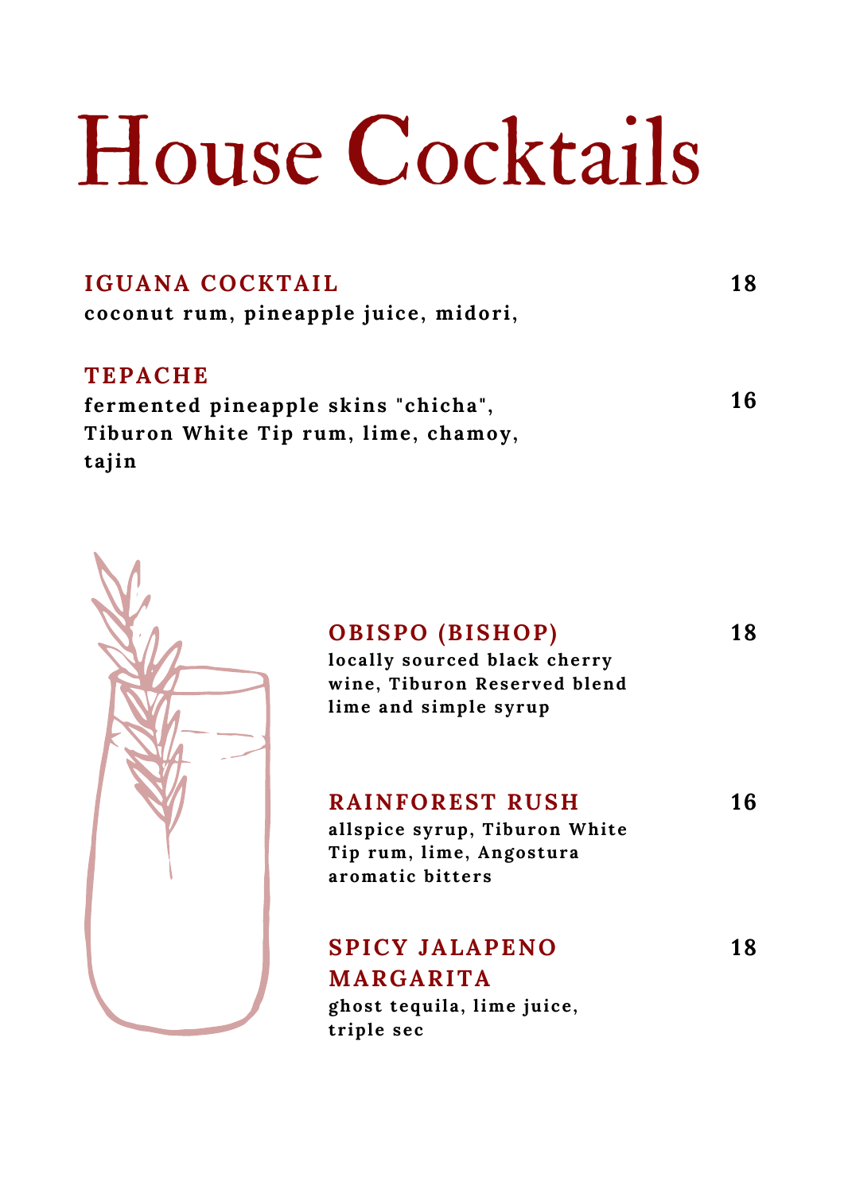# House Cocktails

**IGUANA COCKTAIL** — 18
coconut rum, pineapple juice, midori,

**TEPACHE** — 16
fermented pineapple skins "chicha", Tiburon White Tip rum, lime, chamoy, tajin

**OBISPO (BISHOP)** — 18
locally sourced black cherry wine, Tiburon Reserved blend lime and simple syrup

**RAINFOREST RUSH** — 16
allspice syrup, Tiburon White Tip rum, lime, Angostura aromatic bitters

**SPICY JALAPENO MARGARITA** — 18
ghost tequila, lime juice, triple sec